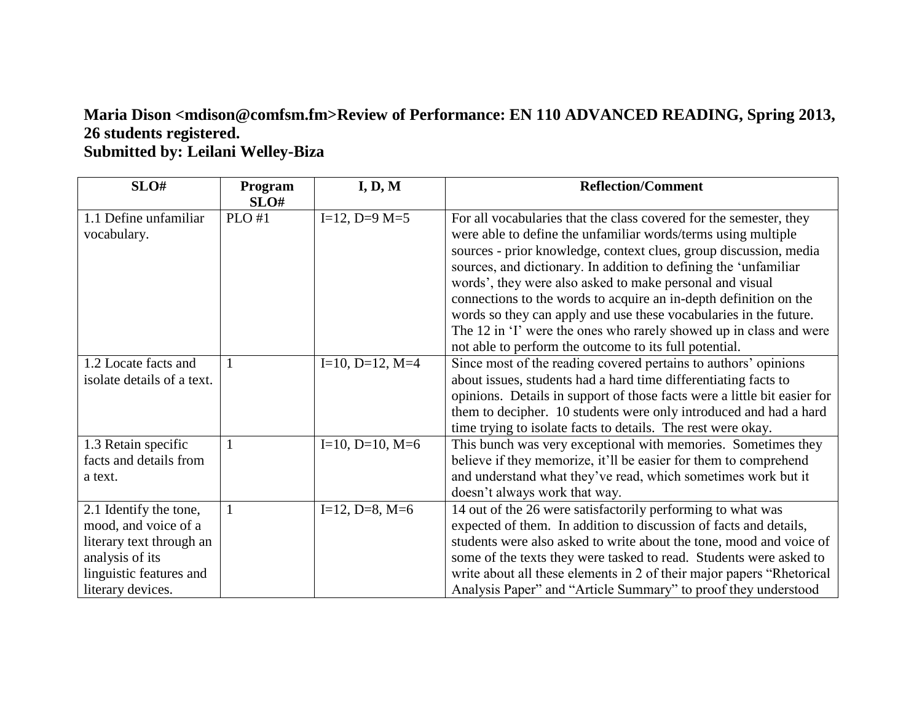**Maria Dison <mdison@comfsm.fm>Review of Performance: EN 110 ADVANCED READING, Spring 2013, 26 students registered.**
**Submitted by: Leilani Welley-Biza**

| SLO# | Program SLO# | I, D, M | Reflection/Comment |
|---|---|---|---|
| 1.1 Define unfamiliar vocabulary. | PLO #1 | I=12, D=9 M=5 | For all vocabularies that the class covered for the semester, they were able to define the unfamiliar words/terms using multiple sources - prior knowledge, context clues, group discussion, media sources, and dictionary. In addition to defining the 'unfamiliar words', they were also asked to make personal and visual connections to the words to acquire an in-depth definition on the words so they can apply and use these vocabularies in the future. The 12 in 'I' were the ones who rarely showed up in class and were not able to perform the outcome to its full potential. |
| 1.2 Locate facts and isolate details of a text. | 1 | I=10, D=12, M=4 | Since most of the reading covered pertains to authors' opinions about issues, students had a hard time differentiating facts to opinions. Details in support of those facts were a little bit easier for them to decipher. 10 students were only introduced and had a hard time trying to isolate facts to details. The rest were okay. |
| 1.3 Retain specific facts and details from a text. | 1 | I=10, D=10, M=6 | This bunch was very exceptional with memories. Sometimes they believe if they memorize, it'll be easier for them to comprehend and understand what they've read, which sometimes work but it doesn't always work that way. |
| 2.1 Identify the tone, mood, and voice of a literary text through an analysis of its linguistic features and literary devices. | 1 | I=12, D=8, M=6 | 14 out of the 26 were satisfactorily performing to what was expected of them. In addition to discussion of facts and details, students were also asked to write about the tone, mood and voice of some of the texts they were tasked to read. Students were asked to write about all these elements in 2 of their major papers "Rhetorical Analysis Paper" and "Article Summary" to proof they understood |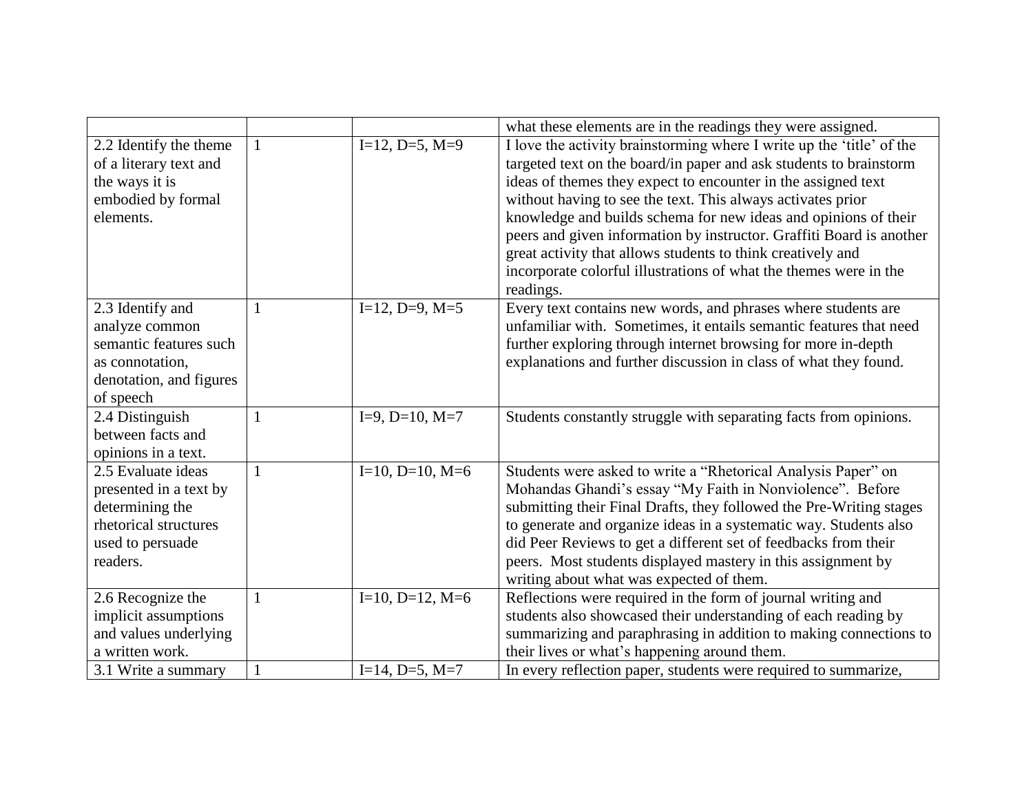| | | | |
|---|---|---|---|
| | | | what these elements are in the readings they were assigned. |
| 2.2 Identify the theme of a literary text and the ways it is embodied by formal elements. | 1 | I=12, D=5, M=9 | I love the activity brainstorming where I write up the 'title' of the targeted text on the board/in paper and ask students to brainstorm ideas of themes they expect to encounter in the assigned text without having to see the text. This always activates prior knowledge and builds schema for new ideas and opinions of their peers and given information by instructor. Graffiti Board is another great activity that allows students to think creatively and incorporate colorful illustrations of what the themes were in the readings. |
| 2.3 Identify and analyze common semantic features such as connotation, denotation, and figures of speech | 1 | I=12, D=9, M=5 | Every text contains new words, and phrases where students are unfamiliar with. Sometimes, it entails semantic features that need further exploring through internet browsing for more in-depth explanations and further discussion in class of what they found. |
| 2.4 Distinguish between facts and opinions in a text. | 1 | I=9, D=10, M=7 | Students constantly struggle with separating facts from opinions. |
| 2.5 Evaluate ideas presented in a text by determining the rhetorical structures used to persuade readers. | 1 | I=10, D=10, M=6 | Students were asked to write a "Rhetorical Analysis Paper" on Mohandas Ghandi's essay "My Faith in Nonviolence". Before submitting their Final Drafts, they followed the Pre-Writing stages to generate and organize ideas in a systematic way. Students also did Peer Reviews to get a different set of feedbacks from their peers. Most students displayed mastery in this assignment by writing about what was expected of them. |
| 2.6 Recognize the implicit assumptions and values underlying a written work. | 1 | I=10, D=12, M=6 | Reflections were required in the form of journal writing and students also showcased their understanding of each reading by summarizing and paraphrasing in addition to making connections to their lives or what's happening around them. |
| 3.1 Write a summary | 1 | I=14, D=5, M=7 | In every reflection paper, students were required to summarize, |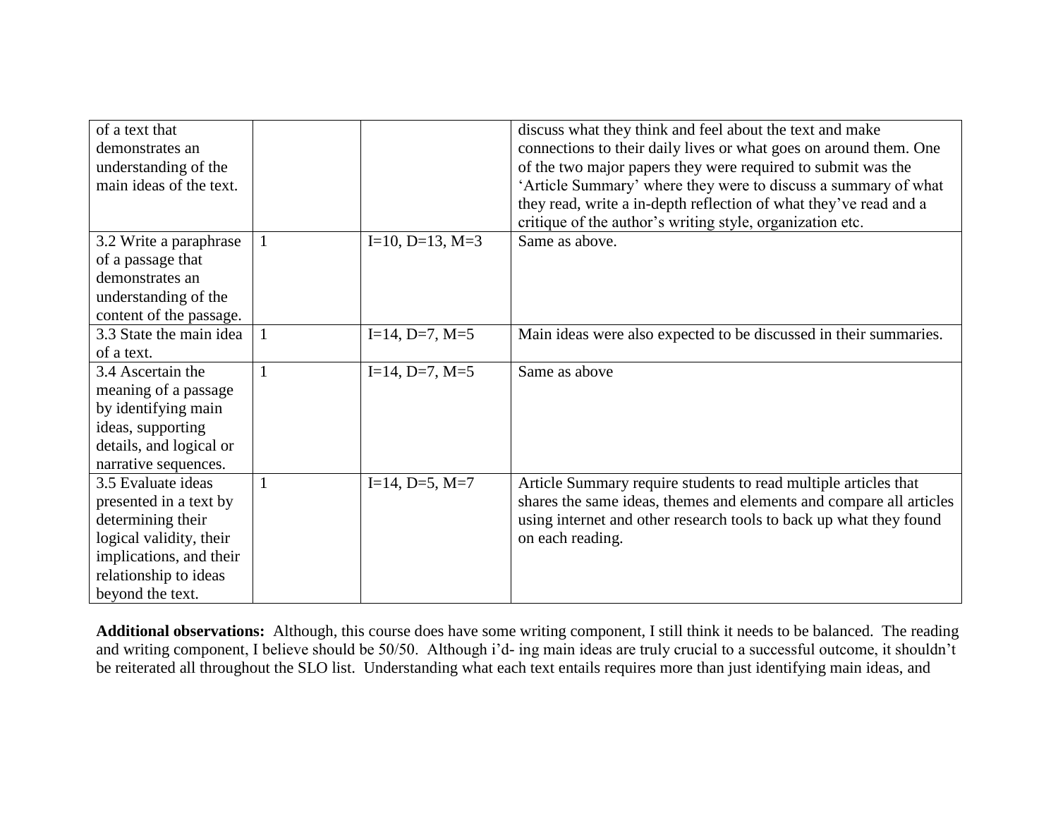| | | | |
|---|---|---|---|
| of a text that demonstrates an understanding of the main ideas of the text. | | | discuss what they think and feel about the text and make connections to their daily lives or what goes on around them. One of the two major papers they were required to submit was the 'Article Summary' where they were to discuss a summary of what they read, write a in-depth reflection of what they've read and a critique of the author's writing style, organization etc. |
| 3.2 Write a paraphrase of a passage that demonstrates an understanding of the content of the passage. | 1 | I=10, D=13, M=3 | Same as above. |
| 3.3 State the main idea of a text. | 1 | I=14, D=7, M=5 | Main ideas were also expected to be discussed in their summaries. |
| 3.4 Ascertain the meaning of a passage by identifying main ideas, supporting details, and logical or narrative sequences. | 1 | I=14, D=7, M=5 | Same as above |
| 3.5 Evaluate ideas presented in a text by determining their logical validity, their implications, and their relationship to ideas beyond the text. | 1 | I=14, D=5, M=7 | Article Summary require students to read multiple articles that shares the same ideas, themes and elements and compare all articles using internet and other research tools to back up what they found on each reading. |

**Additional observations:** Although, this course does have some writing component, I still think it needs to be balanced. The reading and writing component, I believe should be 50/50. Although i'd- ing main ideas are truly crucial to a successful outcome, it shouldn't be reiterated all throughout the SLO list. Understanding what each text entails requires more than just identifying main ideas, and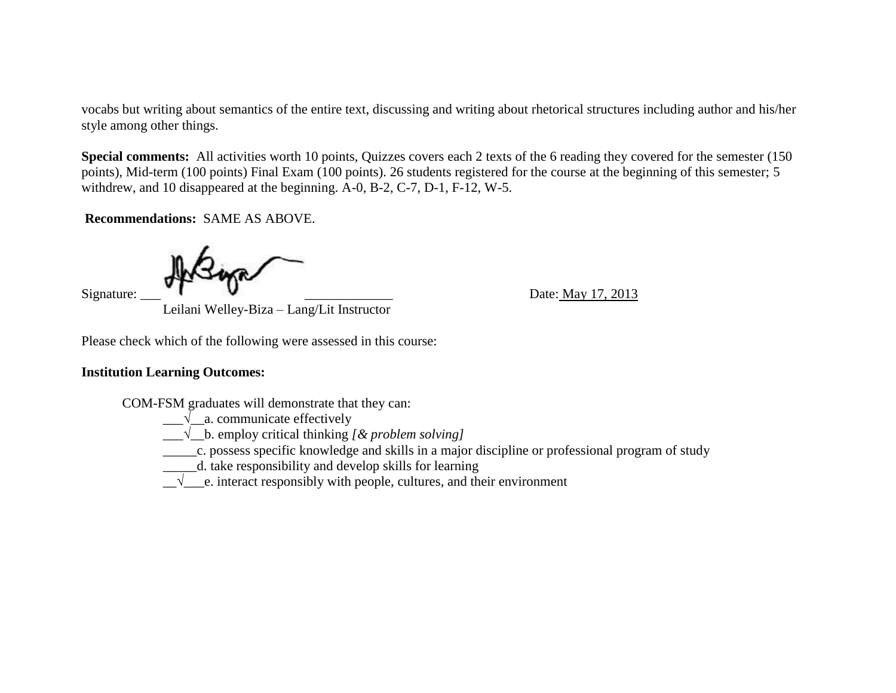vocabs but writing about semantics of the entire text, discussing and writing about rhetorical structures including author and his/her style among other things.

**Special comments:** All activities worth 10 points, Quizzes covers each 2 texts of the 6 reading they covered for the semester (150 points), Mid-term (100 points) Final Exam (100 points). 26 students registered for the course at the beginning of this semester; 5 withdrew, and 10 disappeared at the beginning. A-0, B-2, C-7, D-1, F-12, W-5.

**Recommendations:** SAME AS ABOVE.

Signature: ___ ____________ Date: May 17, 2013

Leilani Welley-Biza – Lang/Lit Instructor

Please check which of the following were assessed in this course:

**Institution Learning Outcomes:**

COM-FSM graduates will demonstrate that they can:

___√__a. communicate effectively
___√__b. employ critical thinking *[& problem solving]*
_____c. possess specific knowledge and skills in a major discipline or professional program of study
_____d. take responsibility and develop skills for learning
__√___e. interact responsibly with people, cultures, and their environment